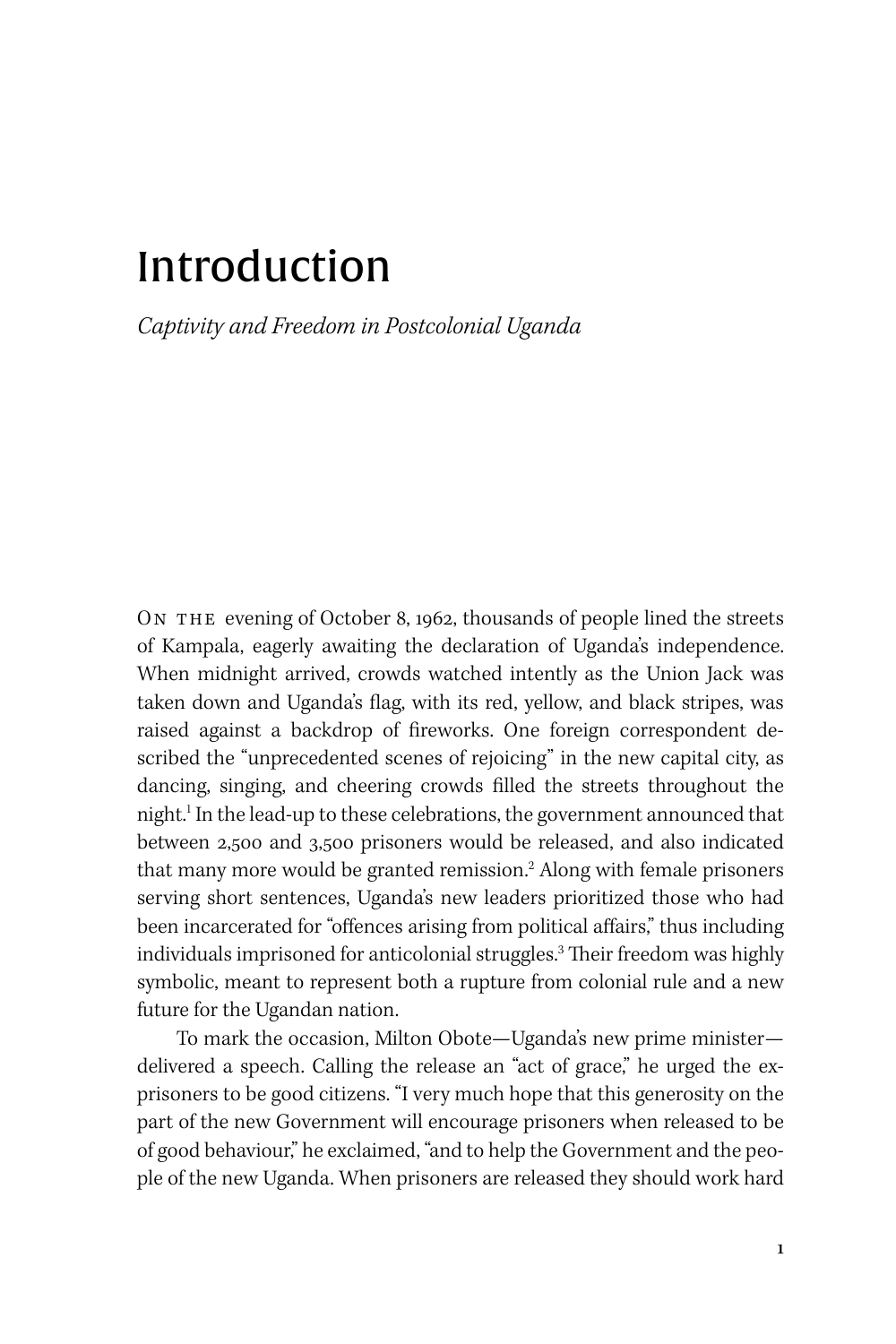# Introduction

*Captivity and Freedom in Postcolonial Uganda*

ON THE evening of October 8, 1962, thousands of people lined the streets of Kampala, eagerly awaiting the declaration of Uganda's independence. When midnight arrived, crowds watched intently as the Union Jack was taken down and Uganda's flag, with its red, yellow, and black stripes, was raised against a backdrop of fireworks. One foreign correspondent described the "unprecedented scenes of rejoicing" in the new capital city, as dancing, singing, and cheering crowds filled the streets throughout the night.[1] In the lead-up to these celebrations, the government announced that between 2,500 and 3,500 prisoners would be released, and also indicated that many more would be granted remission.[2] Along with female prisoners serving short sentences, Uganda's new leaders prioritized those who had been incarcerated for "offences arising from political affairs," thus including individuals imprisoned for anticolonial struggles.[3] Their freedom was highly symbolic, meant to represent both a rupture from colonial rule and a new future for the Ugandan nation.

To mark the occasion, Milton Obote—Uganda's new prime minister—delivered a speech. Calling the release an "act of grace," he urged the ex-prisoners to be good citizens. "I very much hope that this generosity on the part of the new Government will encourage prisoners when released to be of good behaviour," he exclaimed, "and to help the Government and the people of the new Uganda. When prisoners are released they should work hard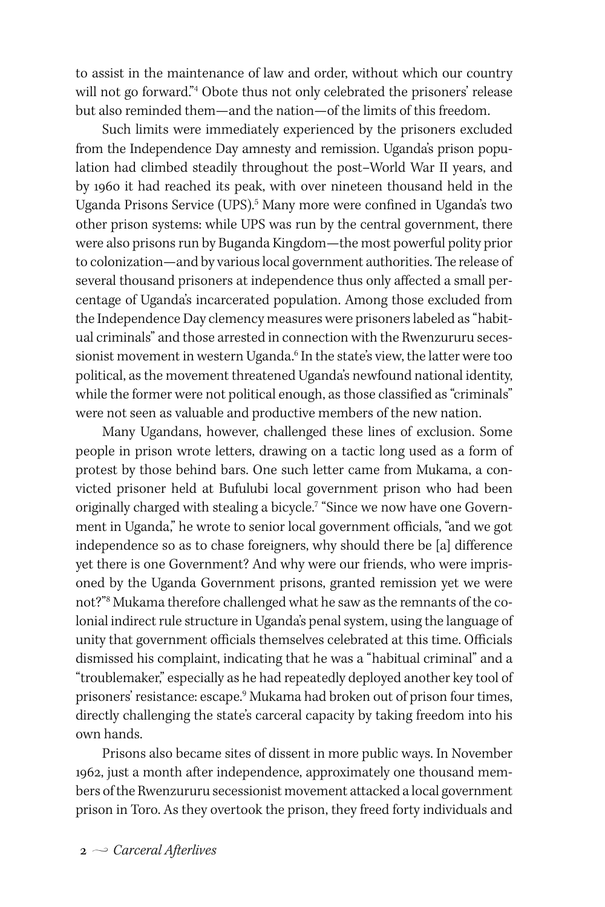to assist in the maintenance of law and order, without which our country will not go forward."[4] Obote thus not only celebrated the prisoners' release but also reminded them—and the nation—of the limits of this freedom.

Such limits were immediately experienced by the prisoners excluded from the Independence Day amnesty and remission. Uganda's prison population had climbed steadily throughout the post–World War II years, and by 1960 it had reached its peak, with over nineteen thousand held in the Uganda Prisons Service (UPS).[5] Many more were confined in Uganda's two other prison systems: while UPS was run by the central government, there were also prisons run by Buganda Kingdom—the most powerful polity prior to colonization—and by various local government authorities. The release of several thousand prisoners at independence thus only affected a small percentage of Uganda's incarcerated population. Among those excluded from the Independence Day clemency measures were prisoners labeled as "habitual criminals" and those arrested in connection with the Rwenzururu secessionist movement in western Uganda.[6] In the state's view, the latter were too political, as the movement threatened Uganda's newfound national identity, while the former were not political enough, as those classified as "criminals" were not seen as valuable and productive members of the new nation.

Many Ugandans, however, challenged these lines of exclusion. Some people in prison wrote letters, drawing on a tactic long used as a form of protest by those behind bars. One such letter came from Mukama, a convicted prisoner held at Bufulubi local government prison who had been originally charged with stealing a bicycle.[7] "Since we now have one Government in Uganda," he wrote to senior local government officials, "and we got independence so as to chase foreigners, why should there be [a] difference yet there is one Government? And why were our friends, who were imprisoned by the Uganda Government prisons, granted remission yet we were not?"[8] Mukama therefore challenged what he saw as the remnants of the colonial indirect rule structure in Uganda's penal system, using the language of unity that government officials themselves celebrated at this time. Officials dismissed his complaint, indicating that he was a "habitual criminal" and a "troublemaker," especially as he had repeatedly deployed another key tool of prisoners' resistance: escape.[9] Mukama had broken out of prison four times, directly challenging the state's carceral capacity by taking freedom into his own hands.

Prisons also became sites of dissent in more public ways. In November 1962, just a month after independence, approximately one thousand members of the Rwenzururu secessionist movement attacked a local government prison in Toro. As they overtook the prison, they freed forty individuals and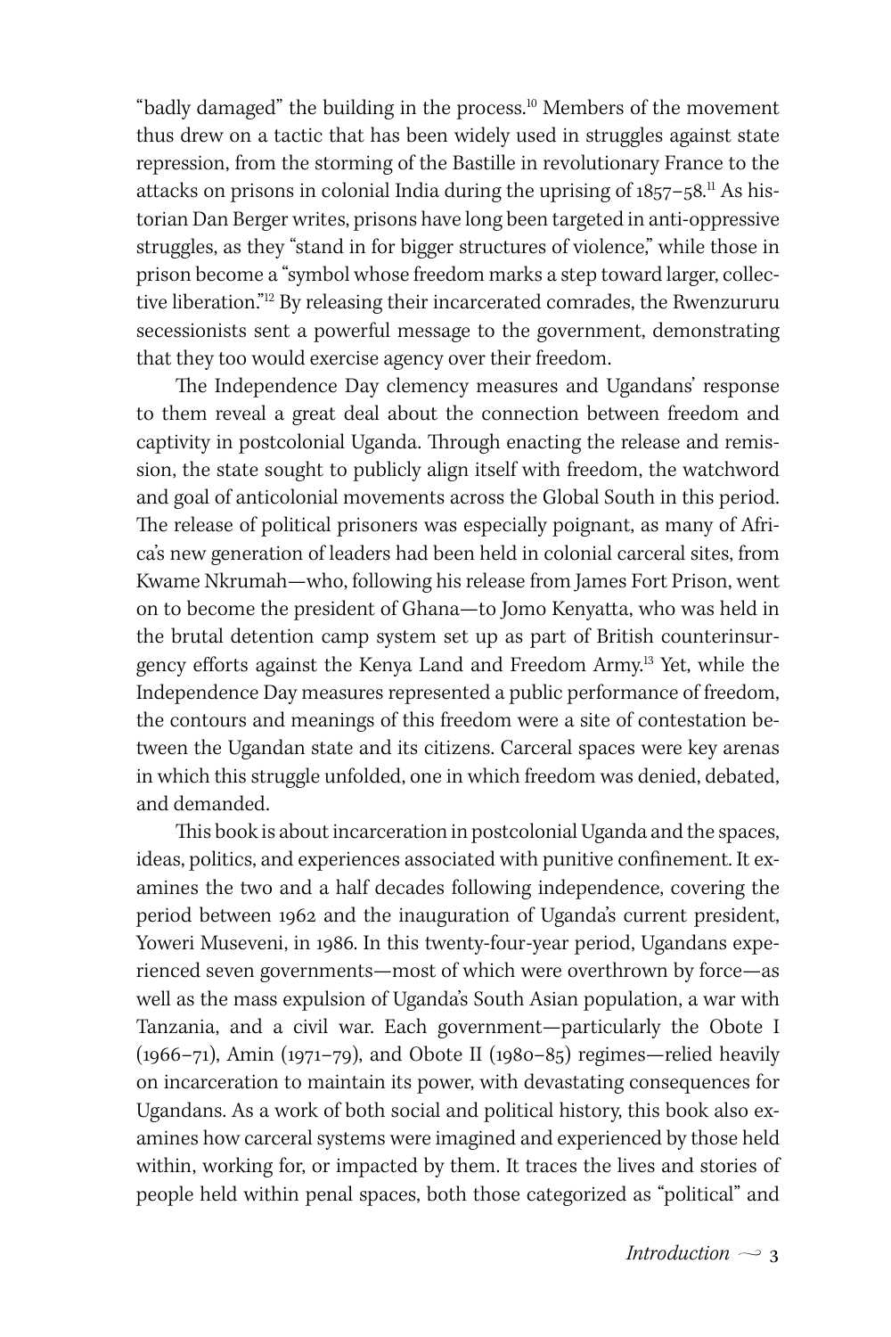"badly damaged" the building in the process.[10] Members of the movement thus drew on a tactic that has been widely used in struggles against state repression, from the storming of the Bastille in revolutionary France to the attacks on prisons in colonial India during the uprising of 1857–58.[11] As historian Dan Berger writes, prisons have long been targeted in anti-oppressive struggles, as they "stand in for bigger structures of violence," while those in prison become a "symbol whose freedom marks a step toward larger, collective liberation."[12] By releasing their incarcerated comrades, the Rwenzururu secessionists sent a powerful message to the government, demonstrating that they too would exercise agency over their freedom.

The Independence Day clemency measures and Ugandans' response to them reveal a great deal about the connection between freedom and captivity in postcolonial Uganda. Through enacting the release and remission, the state sought to publicly align itself with freedom, the watchword and goal of anticolonial movements across the Global South in this period. The release of political prisoners was especially poignant, as many of Africa's new generation of leaders had been held in colonial carceral sites, from Kwame Nkrumah—who, following his release from James Fort Prison, went on to become the president of Ghana—to Jomo Kenyatta, who was held in the brutal detention camp system set up as part of British counterinsurgency efforts against the Kenya Land and Freedom Army.[13] Yet, while the Independence Day measures represented a public performance of freedom, the contours and meanings of this freedom were a site of contestation between the Ugandan state and its citizens. Carceral spaces were key arenas in which this struggle unfolded, one in which freedom was denied, debated, and demanded.

This book is about incarceration in postcolonial Uganda and the spaces, ideas, politics, and experiences associated with punitive confinement. It examines the two and a half decades following independence, covering the period between 1962 and the inauguration of Uganda's current president, Yoweri Museveni, in 1986. In this twenty-four-year period, Ugandans experienced seven governments—most of which were overthrown by force—as well as the mass expulsion of Uganda's South Asian population, a war with Tanzania, and a civil war. Each government—particularly the Obote I (1966–71), Amin (1971–79), and Obote II (1980–85) regimes—relied heavily on incarceration to maintain its power, with devastating consequences for Ugandans. As a work of both social and political history, this book also examines how carceral systems were imagined and experienced by those held within, working for, or impacted by them. It traces the lives and stories of people held within penal spaces, both those categorized as "political" and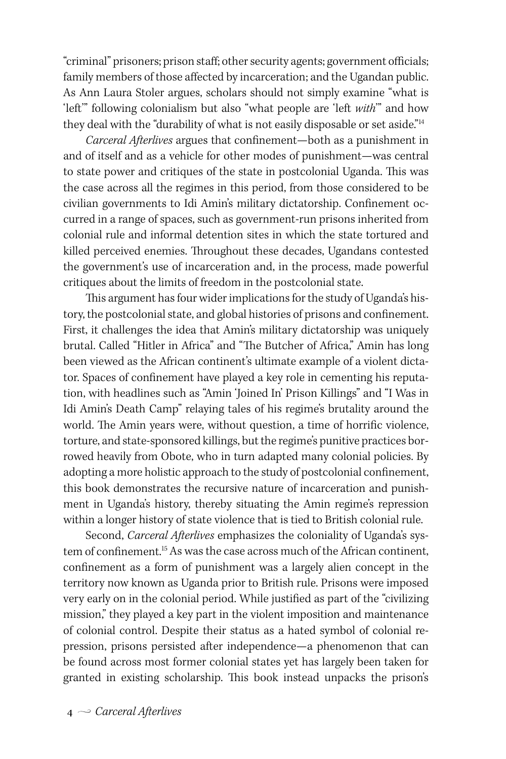"criminal" prisoners; prison staff; other security agents; government officials; family members of those affected by incarceration; and the Ugandan public. As Ann Laura Stoler argues, scholars should not simply examine "what is 'left'" following colonialism but also "what people are 'left *with*'" and how they deal with the "durability of what is not easily disposable or set aside."[14]

*Carceral Afterlives* argues that confinement—both as a punishment in and of itself and as a vehicle for other modes of punishment—was central to state power and critiques of the state in postcolonial Uganda. This was the case across all the regimes in this period, from those considered to be civilian governments to Idi Amin's military dictatorship. Confinement occurred in a range of spaces, such as government-run prisons inherited from colonial rule and informal detention sites in which the state tortured and killed perceived enemies. Throughout these decades, Ugandans contested the government's use of incarceration and, in the process, made powerful critiques about the limits of freedom in the postcolonial state.

This argument has four wider implications for the study of Uganda's history, the postcolonial state, and global histories of prisons and confinement. First, it challenges the idea that Amin's military dictatorship was uniquely brutal. Called "Hitler in Africa" and "The Butcher of Africa," Amin has long been viewed as the African continent's ultimate example of a violent dictator. Spaces of confinement have played a key role in cementing his reputation, with headlines such as "Amin 'Joined In' Prison Killings" and "I Was in Idi Amin's Death Camp" relaying tales of his regime's brutality around the world. The Amin years were, without question, a time of horrific violence, torture, and state-sponsored killings, but the regime's punitive practices borrowed heavily from Obote, who in turn adapted many colonial policies. By adopting a more holistic approach to the study of postcolonial confinement, this book demonstrates the recursive nature of incarceration and punishment in Uganda's history, thereby situating the Amin regime's repression within a longer history of state violence that is tied to British colonial rule.

Second, *Carceral Afterlives* emphasizes the coloniality of Uganda's system of confinement.[15] As was the case across much of the African continent, confinement as a form of punishment was a largely alien concept in the territory now known as Uganda prior to British rule. Prisons were imposed very early on in the colonial period. While justified as part of the "civilizing mission," they played a key part in the violent imposition and maintenance of colonial control. Despite their status as a hated symbol of colonial repression, prisons persisted after independence—a phenomenon that can be found across most former colonial states yet has largely been taken for granted in existing scholarship. This book instead unpacks the prison's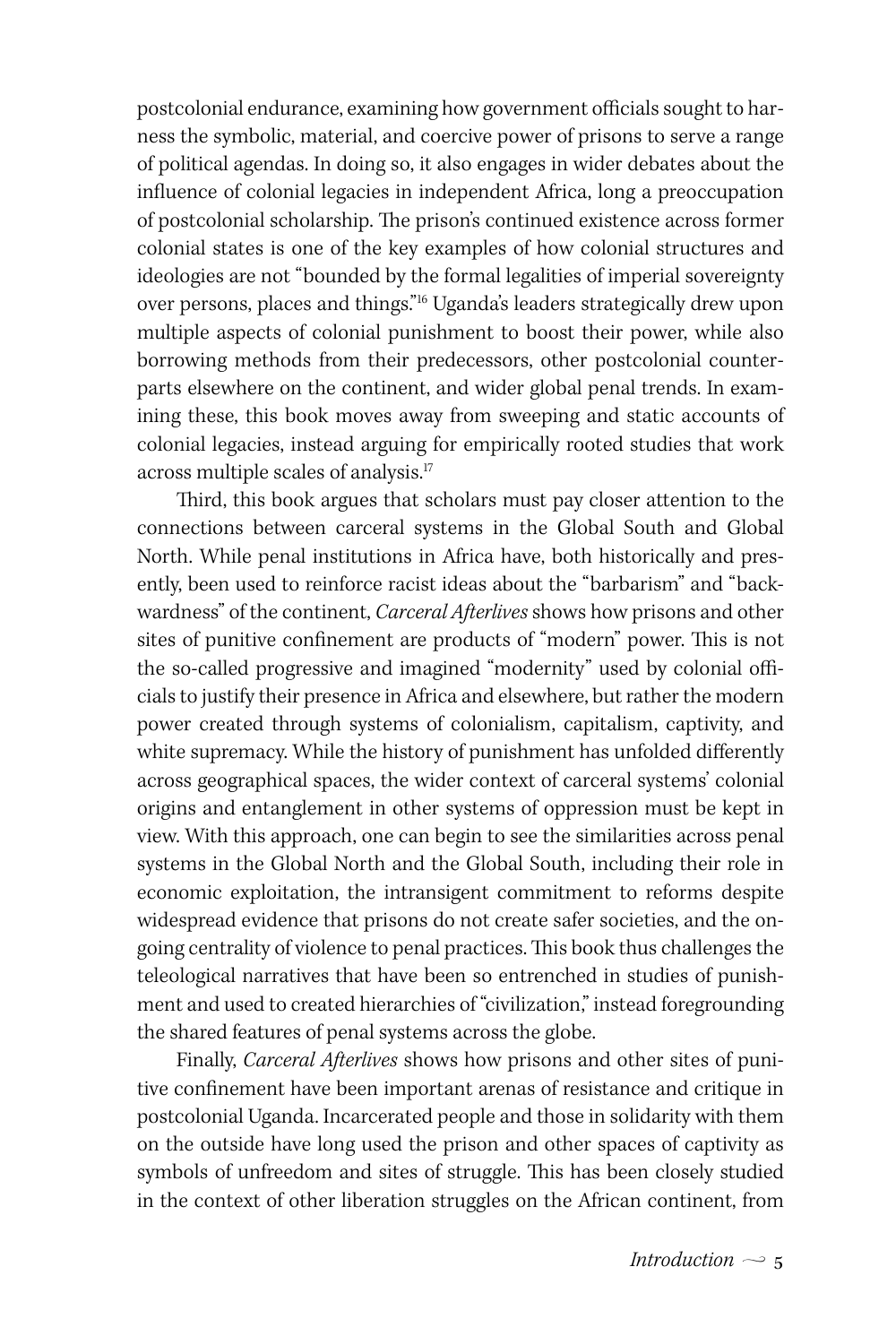postcolonial endurance, examining how government officials sought to harness the symbolic, material, and coercive power of prisons to serve a range of political agendas. In doing so, it also engages in wider debates about the influence of colonial legacies in independent Africa, long a preoccupation of postcolonial scholarship. The prison's continued existence across former colonial states is one of the key examples of how colonial structures and ideologies are not "bounded by the formal legalities of imperial sovereignty over persons, places and things."[16] Uganda's leaders strategically drew upon multiple aspects of colonial punishment to boost their power, while also borrowing methods from their predecessors, other postcolonial counterparts elsewhere on the continent, and wider global penal trends. In examining these, this book moves away from sweeping and static accounts of colonial legacies, instead arguing for empirically rooted studies that work across multiple scales of analysis.[17]

Third, this book argues that scholars must pay closer attention to the connections between carceral systems in the Global South and Global North. While penal institutions in Africa have, both historically and presently, been used to reinforce racist ideas about the "barbarism" and "backwardness" of the continent, *Carceral Afterlives* shows how prisons and other sites of punitive confinement are products of "modern" power. This is not the so-called progressive and imagined "modernity" used by colonial officials to justify their presence in Africa and elsewhere, but rather the modern power created through systems of colonialism, capitalism, captivity, and white supremacy. While the history of punishment has unfolded differently across geographical spaces, the wider context of carceral systems' colonial origins and entanglement in other systems of oppression must be kept in view. With this approach, one can begin to see the similarities across penal systems in the Global North and the Global South, including their role in economic exploitation, the intransigent commitment to reforms despite widespread evidence that prisons do not create safer societies, and the ongoing centrality of violence to penal practices. This book thus challenges the teleological narratives that have been so entrenched in studies of punishment and used to created hierarchies of "civilization," instead foregrounding the shared features of penal systems across the globe.

Finally, *Carceral Afterlives* shows how prisons and other sites of punitive confinement have been important arenas of resistance and critique in postcolonial Uganda. Incarcerated people and those in solidarity with them on the outside have long used the prison and other spaces of captivity as symbols of unfreedom and sites of struggle. This has been closely studied in the context of other liberation struggles on the African continent, from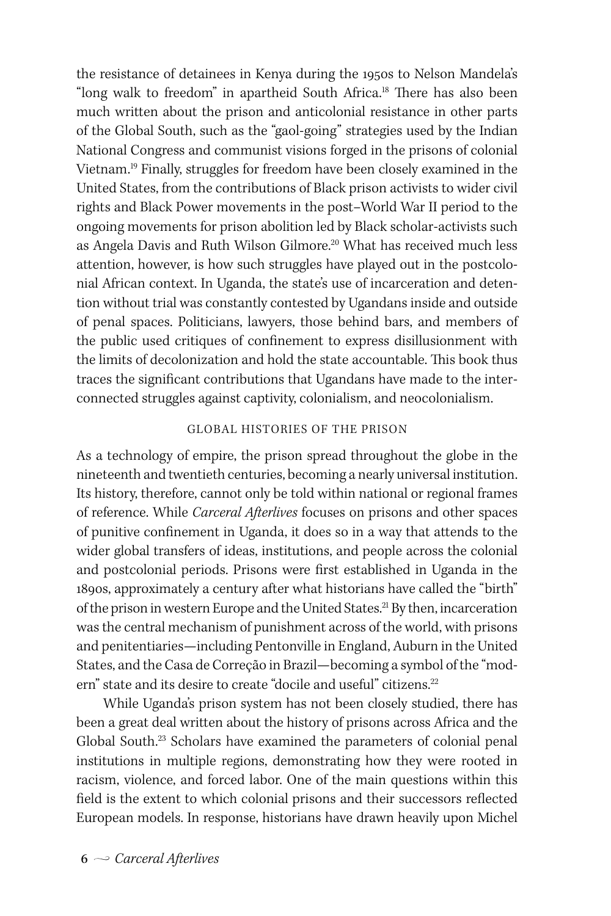the resistance of detainees in Kenya during the 1950s to Nelson Mandela's "long walk to freedom" in apartheid South Africa.[18] There has also been much written about the prison and anticolonial resistance in other parts of the Global South, such as the "gaol-going" strategies used by the Indian National Congress and communist visions forged in the prisons of colonial Vietnam.[19] Finally, struggles for freedom have been closely examined in the United States, from the contributions of Black prison activists to wider civil rights and Black Power movements in the post–World War II period to the ongoing movements for prison abolition led by Black scholar-activists such as Angela Davis and Ruth Wilson Gilmore.[20] What has received much less attention, however, is how such struggles have played out in the postcolonial African context. In Uganda, the state's use of incarceration and detention without trial was constantly contested by Ugandans inside and outside of penal spaces. Politicians, lawyers, those behind bars, and members of the public used critiques of confinement to express disillusionment with the limits of decolonization and hold the state accountable. This book thus traces the significant contributions that Ugandans have made to the interconnected struggles against captivity, colonialism, and neocolonialism.

## GLOBAL HISTORIES OF THE PRISON

As a technology of empire, the prison spread throughout the globe in the nineteenth and twentieth centuries, becoming a nearly universal institution. Its history, therefore, cannot only be told within national or regional frames of reference. While *Carceral Afterlives* focuses on prisons and other spaces of punitive confinement in Uganda, it does so in a way that attends to the wider global transfers of ideas, institutions, and people across the colonial and postcolonial periods. Prisons were first established in Uganda in the 1890s, approximately a century after what historians have called the "birth" of the prison in western Europe and the United States.[21] By then, incarceration was the central mechanism of punishment across of the world, with prisons and penitentiaries—including Pentonville in England, Auburn in the United States, and the Casa de Correção in Brazil—becoming a symbol of the "modern" state and its desire to create "docile and useful" citizens.[22]

While Uganda's prison system has not been closely studied, there has been a great deal written about the history of prisons across Africa and the Global South.[23] Scholars have examined the parameters of colonial penal institutions in multiple regions, demonstrating how they were rooted in racism, violence, and forced labor. One of the main questions within this field is the extent to which colonial prisons and their successors reflected European models. In response, historians have drawn heavily upon Michel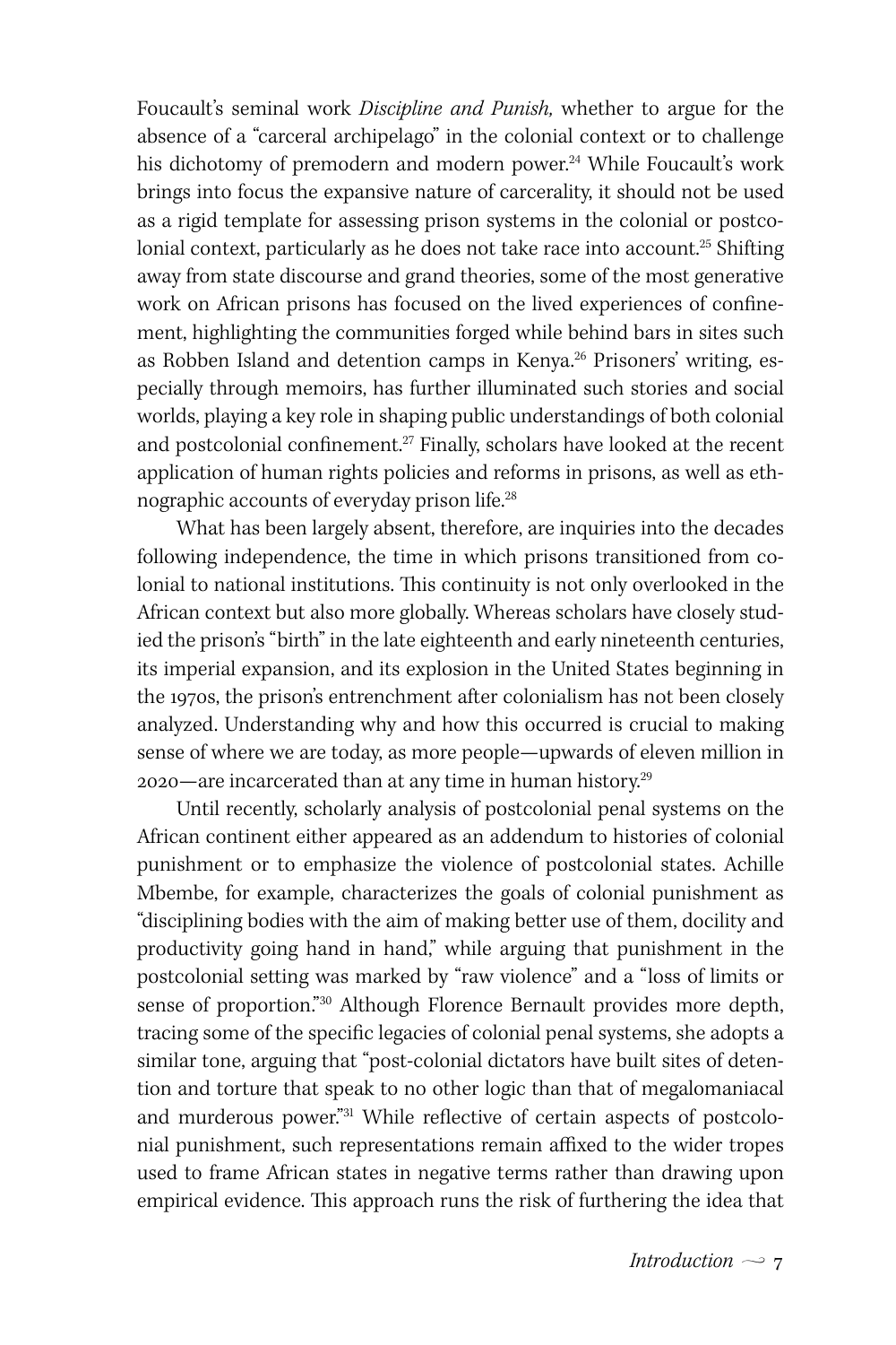Foucault's seminal work *Discipline and Punish,* whether to argue for the absence of a "carceral archipelago" in the colonial context or to challenge his dichotomy of premodern and modern power.[24] While Foucault's work brings into focus the expansive nature of carcerality, it should not be used as a rigid template for assessing prison systems in the colonial or postcolonial context, particularly as he does not take race into account.[25] Shifting away from state discourse and grand theories, some of the most generative work on African prisons has focused on the lived experiences of confinement, highlighting the communities forged while behind bars in sites such as Robben Island and detention camps in Kenya.[26] Prisoners' writing, especially through memoirs, has further illuminated such stories and social worlds, playing a key role in shaping public understandings of both colonial and postcolonial confinement.[27] Finally, scholars have looked at the recent application of human rights policies and reforms in prisons, as well as ethnographic accounts of everyday prison life.[28]

What has been largely absent, therefore, are inquiries into the decades following independence, the time in which prisons transitioned from colonial to national institutions. This continuity is not only overlooked in the African context but also more globally. Whereas scholars have closely studied the prison's "birth" in the late eighteenth and early nineteenth centuries, its imperial expansion, and its explosion in the United States beginning in the 1970s, the prison's entrenchment after colonialism has not been closely analyzed. Understanding why and how this occurred is crucial to making sense of where we are today, as more people—upwards of eleven million in 2020—are incarcerated than at any time in human history.[29]

Until recently, scholarly analysis of postcolonial penal systems on the African continent either appeared as an addendum to histories of colonial punishment or to emphasize the violence of postcolonial states. Achille Mbembe, for example, characterizes the goals of colonial punishment as "disciplining bodies with the aim of making better use of them, docility and productivity going hand in hand," while arguing that punishment in the postcolonial setting was marked by "raw violence" and a "loss of limits or sense of proportion."[30] Although Florence Bernault provides more depth, tracing some of the specific legacies of colonial penal systems, she adopts a similar tone, arguing that "post-colonial dictators have built sites of detention and torture that speak to no other logic than that of megalomaniacal and murderous power."[31] While reflective of certain aspects of postcolonial punishment, such representations remain affixed to the wider tropes used to frame African states in negative terms rather than drawing upon empirical evidence. This approach runs the risk of furthering the idea that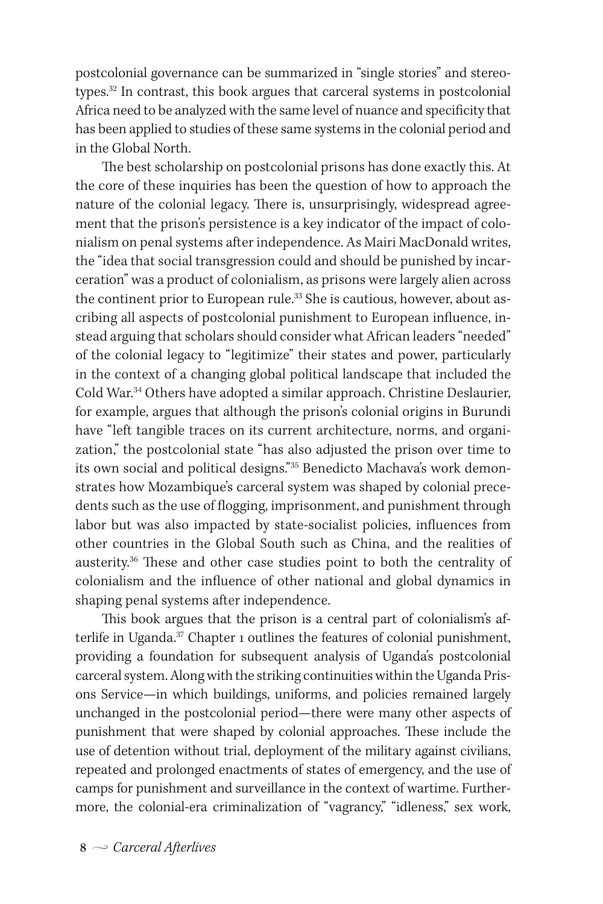postcolonial governance can be summarized in "single stories" and stereotypes.[32] In contrast, this book argues that carceral systems in postcolonial Africa need to be analyzed with the same level of nuance and specificity that has been applied to studies of these same systems in the colonial period and in the Global North.

The best scholarship on postcolonial prisons has done exactly this. At the core of these inquiries has been the question of how to approach the nature of the colonial legacy. There is, unsurprisingly, widespread agreement that the prison's persistence is a key indicator of the impact of colonialism on penal systems after independence. As Mairi MacDonald writes, the "idea that social transgression could and should be punished by incarceration" was a product of colonialism, as prisons were largely alien across the continent prior to European rule.[33] She is cautious, however, about ascribing all aspects of postcolonial punishment to European influence, instead arguing that scholars should consider what African leaders "needed" of the colonial legacy to "legitimize" their states and power, particularly in the context of a changing global political landscape that included the Cold War.[34] Others have adopted a similar approach. Christine Deslaurier, for example, argues that although the prison's colonial origins in Burundi have "left tangible traces on its current architecture, norms, and organization," the postcolonial state "has also adjusted the prison over time to its own social and political designs."[35] Benedicto Machava's work demonstrates how Mozambique's carceral system was shaped by colonial precedents such as the use of flogging, imprisonment, and punishment through labor but was also impacted by state-socialist policies, influences from other countries in the Global South such as China, and the realities of austerity.[36] These and other case studies point to both the centrality of colonialism and the influence of other national and global dynamics in shaping penal systems after independence.

This book argues that the prison is a central part of colonialism's afterlife in Uganda.[37] Chapter 1 outlines the features of colonial punishment, providing a foundation for subsequent analysis of Uganda's postcolonial carceral system. Along with the striking continuities within the Uganda Prisons Service—in which buildings, uniforms, and policies remained largely unchanged in the postcolonial period—there were many other aspects of punishment that were shaped by colonial approaches. These include the use of detention without trial, deployment of the military against civilians, repeated and prolonged enactments of states of emergency, and the use of camps for punishment and surveillance in the context of wartime. Furthermore, the colonial-era criminalization of "vagrancy," "idleness," sex work,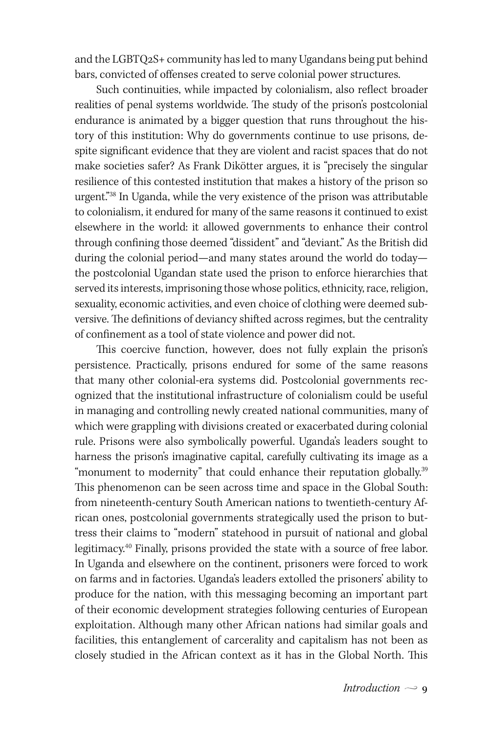and the LGBTQ2S+ community has led to many Ugandans being put behind bars, convicted of offenses created to serve colonial power structures.

Such continuities, while impacted by colonialism, also reflect broader realities of penal systems worldwide. The study of the prison's postcolonial endurance is animated by a bigger question that runs throughout the history of this institution: Why do governments continue to use prisons, despite significant evidence that they are violent and racist spaces that do not make societies safer? As Frank Dikötter argues, it is "precisely the singular resilience of this contested institution that makes a history of the prison so urgent."[38] In Uganda, while the very existence of the prison was attributable to colonialism, it endured for many of the same reasons it continued to exist elsewhere in the world: it allowed governments to enhance their control through confining those deemed "dissident" and "deviant." As the British did during the colonial period—and many states around the world do today—the postcolonial Ugandan state used the prison to enforce hierarchies that served its interests, imprisoning those whose politics, ethnicity, race, religion, sexuality, economic activities, and even choice of clothing were deemed subversive. The definitions of deviancy shifted across regimes, but the centrality of confinement as a tool of state violence and power did not.

This coercive function, however, does not fully explain the prison's persistence. Practically, prisons endured for some of the same reasons that many other colonial-era systems did. Postcolonial governments recognized that the institutional infrastructure of colonialism could be useful in managing and controlling newly created national communities, many of which were grappling with divisions created or exacerbated during colonial rule. Prisons were also symbolically powerful. Uganda's leaders sought to harness the prison's imaginative capital, carefully cultivating its image as a "monument to modernity" that could enhance their reputation globally.[39] This phenomenon can be seen across time and space in the Global South: from nineteenth-century South American nations to twentieth-century African ones, postcolonial governments strategically used the prison to buttress their claims to "modern" statehood in pursuit of national and global legitimacy.[40] Finally, prisons provided the state with a source of free labor. In Uganda and elsewhere on the continent, prisoners were forced to work on farms and in factories. Uganda's leaders extolled the prisoners' ability to produce for the nation, with this messaging becoming an important part of their economic development strategies following centuries of European exploitation. Although many other African nations had similar goals and facilities, this entanglement of carcerality and capitalism has not been as closely studied in the African context as it has in the Global North. This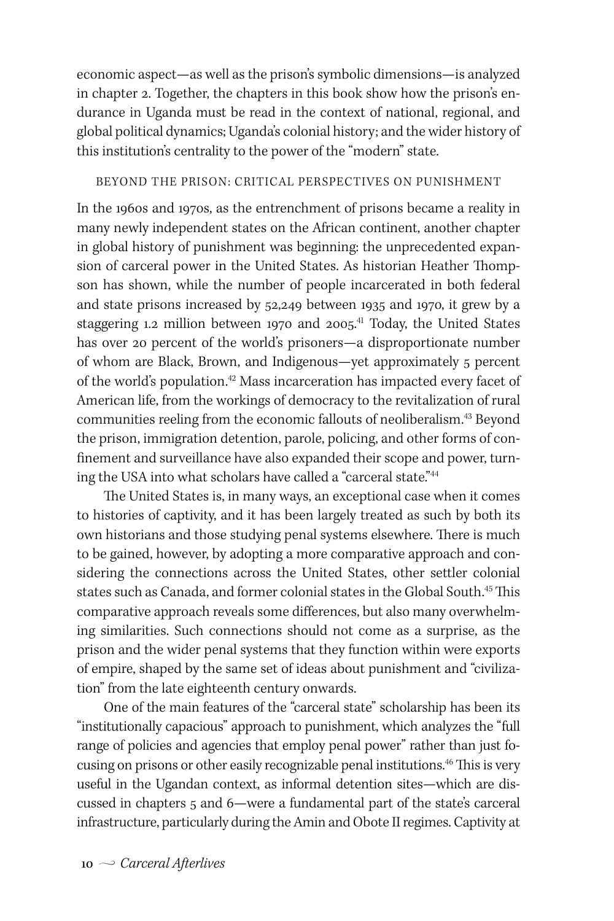economic aspect—as well as the prison's symbolic dimensions—is analyzed in chapter 2. Together, the chapters in this book show how the prison's endurance in Uganda must be read in the context of national, regional, and global political dynamics; Uganda's colonial history; and the wider history of this institution's centrality to the power of the "modern" state.

## BEYOND THE PRISON: CRITICAL PERSPECTIVES ON PUNISHMENT

In the 1960s and 1970s, as the entrenchment of prisons became a reality in many newly independent states on the African continent, another chapter in global history of punishment was beginning: the unprecedented expansion of carceral power in the United States. As historian Heather Thompson has shown, while the number of people incarcerated in both federal and state prisons increased by 52,249 between 1935 and 1970, it grew by a staggering 1.2 million between 1970 and 2005.[41] Today, the United States has over 20 percent of the world's prisoners—a disproportionate number of whom are Black, Brown, and Indigenous—yet approximately 5 percent of the world's population.[42] Mass incarceration has impacted every facet of American life, from the workings of democracy to the revitalization of rural communities reeling from the economic fallouts of neoliberalism.[43] Beyond the prison, immigration detention, parole, policing, and other forms of confinement and surveillance have also expanded their scope and power, turning the USA into what scholars have called a "carceral state."[44]

The United States is, in many ways, an exceptional case when it comes to histories of captivity, and it has been largely treated as such by both its own historians and those studying penal systems elsewhere. There is much to be gained, however, by adopting a more comparative approach and considering the connections across the United States, other settler colonial states such as Canada, and former colonial states in the Global South.[45] This comparative approach reveals some differences, but also many overwhelming similarities. Such connections should not come as a surprise, as the prison and the wider penal systems that they function within were exports of empire, shaped by the same set of ideas about punishment and "civilization" from the late eighteenth century onwards.

One of the main features of the "carceral state" scholarship has been its "institutionally capacious" approach to punishment, which analyzes the "full range of policies and agencies that employ penal power" rather than just focusing on prisons or other easily recognizable penal institutions.[46] This is very useful in the Ugandan context, as informal detention sites—which are discussed in chapters 5 and 6—were a fundamental part of the state's carceral infrastructure, particularly during the Amin and Obote II regimes. Captivity at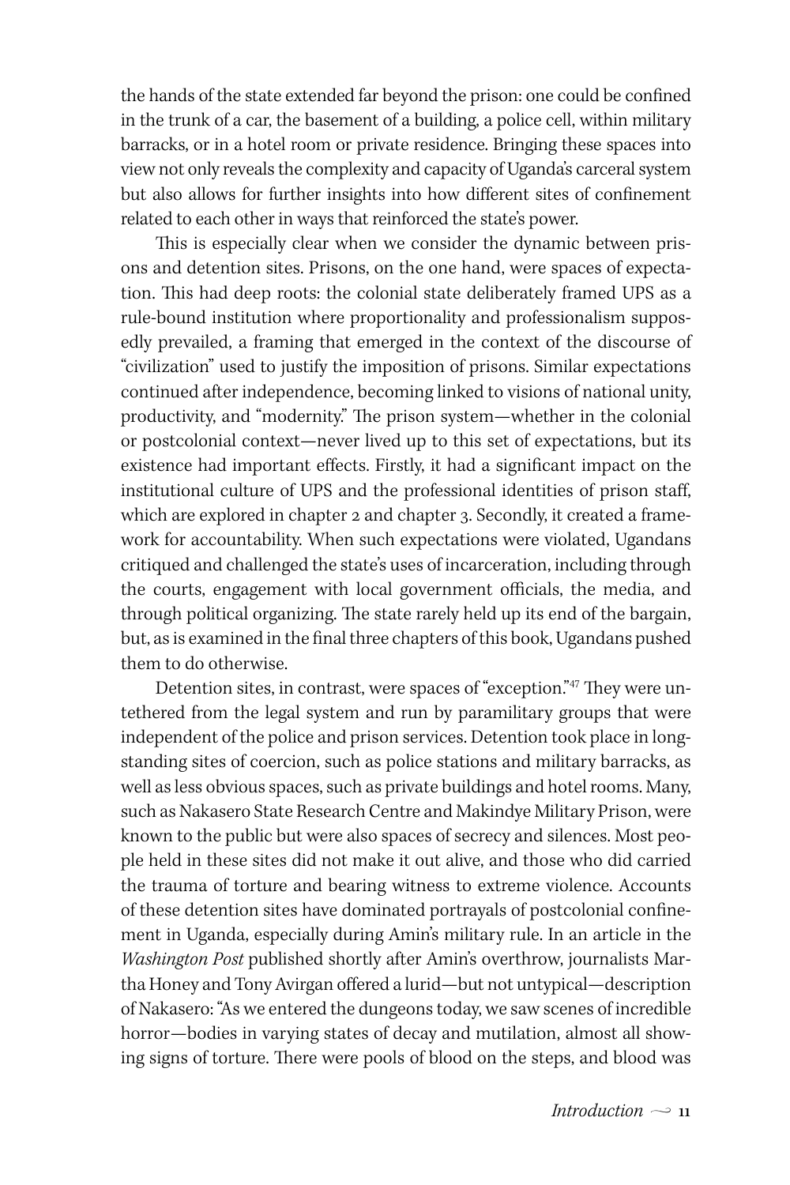the hands of the state extended far beyond the prison: one could be confined in the trunk of a car, the basement of a building, a police cell, within military barracks, or in a hotel room or private residence. Bringing these spaces into view not only reveals the complexity and capacity of Uganda's carceral system but also allows for further insights into how different sites of confinement related to each other in ways that reinforced the state's power.

This is especially clear when we consider the dynamic between prisons and detention sites. Prisons, on the one hand, were spaces of expectation. This had deep roots: the colonial state deliberately framed UPS as a rule-bound institution where proportionality and professionalism supposedly prevailed, a framing that emerged in the context of the discourse of "civilization" used to justify the imposition of prisons. Similar expectations continued after independence, becoming linked to visions of national unity, productivity, and "modernity." The prison system—whether in the colonial or postcolonial context—never lived up to this set of expectations, but its existence had important effects. Firstly, it had a significant impact on the institutional culture of UPS and the professional identities of prison staff, which are explored in chapter 2 and chapter 3. Secondly, it created a framework for accountability. When such expectations were violated, Ugandans critiqued and challenged the state's uses of incarceration, including through the courts, engagement with local government officials, the media, and through political organizing. The state rarely held up its end of the bargain, but, as is examined in the final three chapters of this book, Ugandans pushed them to do otherwise.

Detention sites, in contrast, were spaces of "exception."[47] They were untethered from the legal system and run by paramilitary groups that were independent of the police and prison services. Detention took place in longstanding sites of coercion, such as police stations and military barracks, as well as less obvious spaces, such as private buildings and hotel rooms. Many, such as Nakasero State Research Centre and Makindye Military Prison, were known to the public but were also spaces of secrecy and silences. Most people held in these sites did not make it out alive, and those who did carried the trauma of torture and bearing witness to extreme violence. Accounts of these detention sites have dominated portrayals of postcolonial confinement in Uganda, especially during Amin's military rule. In an article in the *Washington Post* published shortly after Amin's overthrow, journalists Martha Honey and Tony Avirgan offered a lurid—but not untypical—description of Nakasero: "As we entered the dungeons today, we saw scenes of incredible horror—bodies in varying states of decay and mutilation, almost all showing signs of torture. There were pools of blood on the steps, and blood was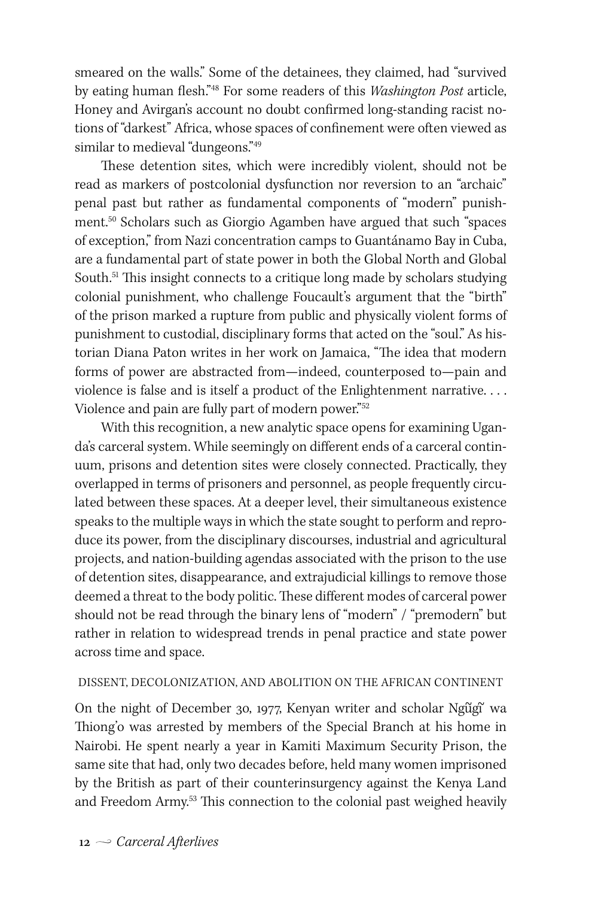smeared on the walls." Some of the detainees, they claimed, had "survived by eating human flesh."[48] For some readers of this *Washington Post* article, Honey and Avirgan's account no doubt confirmed long-standing racist notions of "darkest" Africa, whose spaces of confinement were often viewed as similar to medieval "dungeons."[49]

These detention sites, which were incredibly violent, should not be read as markers of postcolonial dysfunction nor reversion to an "archaic" penal past but rather as fundamental components of "modern" punishment.[50] Scholars such as Giorgio Agamben have argued that such "spaces of exception," from Nazi concentration camps to Guantánamo Bay in Cuba, are a fundamental part of state power in both the Global North and Global South.[51] This insight connects to a critique long made by scholars studying colonial punishment, who challenge Foucault's argument that the "birth" of the prison marked a rupture from public and physically violent forms of punishment to custodial, disciplinary forms that acted on the "soul." As historian Diana Paton writes in her work on Jamaica, "The idea that modern forms of power are abstracted from—indeed, counterposed to—pain and violence is false and is itself a product of the Enlightenment narrative. . . . Violence and pain are fully part of modern power."[52]

With this recognition, a new analytic space opens for examining Uganda's carceral system. While seemingly on different ends of a carceral continuum, prisons and detention sites were closely connected. Practically, they overlapped in terms of prisoners and personnel, as people frequently circulated between these spaces. At a deeper level, their simultaneous existence speaks to the multiple ways in which the state sought to perform and reproduce its power, from the disciplinary discourses, industrial and agricultural projects, and nation-building agendas associated with the prison to the use of detention sites, disappearance, and extrajudicial killings to remove those deemed a threat to the body politic. These different modes of carceral power should not be read through the binary lens of "modern" / "premodern" but rather in relation to widespread trends in penal practice and state power across time and space.

## DISSENT, DECOLONIZATION, AND ABOLITION ON THE AFRICAN CONTINENT

On the night of December 30, 1977, Kenyan writer and scholar Ngũgĩ wa Thiong'o was arrested by members of the Special Branch at his home in Nairobi. He spent nearly a year in Kamiti Maximum Security Prison, the same site that had, only two decades before, held many women imprisoned by the British as part of their counterinsurgency against the Kenya Land and Freedom Army.[53] This connection to the colonial past weighed heavily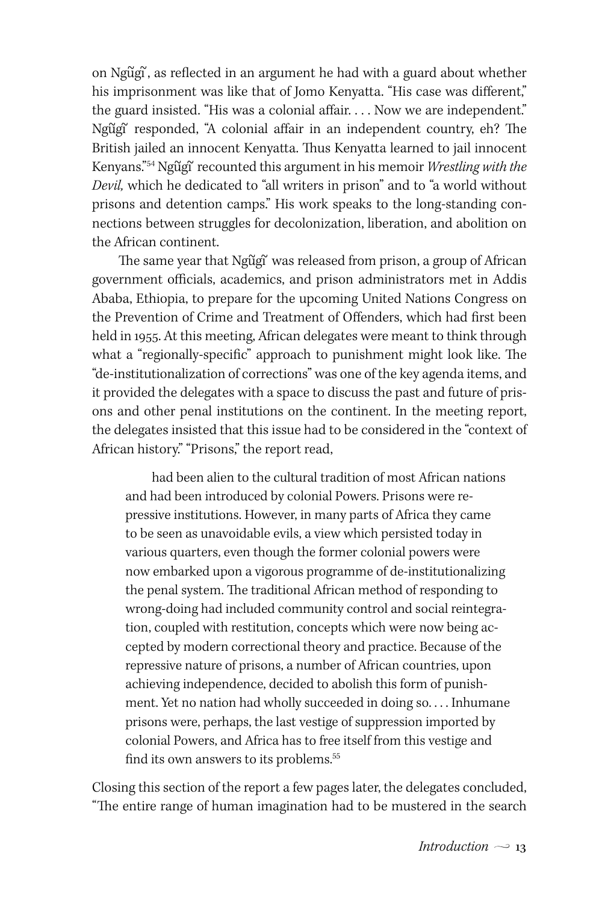on Ngũgĩ, as reflected in an argument he had with a guard about whether his imprisonment was like that of Jomo Kenyatta. "His case was different," the guard insisted. "His was a colonial affair. . . . Now we are independent." Ngũgĩ responded, "A colonial affair in an independent country, eh? The British jailed an innocent Kenyatta. Thus Kenyatta learned to jail innocent Kenyans."[54] Ngũgĩ recounted this argument in his memoir *Wrestling with the Devil,* which he dedicated to "all writers in prison" and to "a world without prisons and detention camps." His work speaks to the long-standing connections between struggles for decolonization, liberation, and abolition on the African continent.

The same year that Ngũgĩ was released from prison, a group of African government officials, academics, and prison administrators met in Addis Ababa, Ethiopia, to prepare for the upcoming United Nations Congress on the Prevention of Crime and Treatment of Offenders, which had first been held in 1955. At this meeting, African delegates were meant to think through what a "regionally-specific" approach to punishment might look like. The "de-institutionalization of corrections" was one of the key agenda items, and it provided the delegates with a space to discuss the past and future of prisons and other penal institutions on the continent. In the meeting report, the delegates insisted that this issue had to be considered in the "context of African history." "Prisons," the report read,

> had been alien to the cultural tradition of most African nations and had been introduced by colonial Powers. Prisons were repressive institutions. However, in many parts of Africa they came to be seen as unavoidable evils, a view which persisted today in various quarters, even though the former colonial powers were now embarked upon a vigorous programme of de-institutionalizing the penal system. The traditional African method of responding to wrong-doing had included community control and social reintegration, coupled with restitution, concepts which were now being accepted by modern correctional theory and practice. Because of the repressive nature of prisons, a number of African countries, upon achieving independence, decided to abolish this form of punishment. Yet no nation had wholly succeeded in doing so. . . . Inhumane prisons were, perhaps, the last vestige of suppression imported by colonial Powers, and Africa has to free itself from this vestige and find its own answers to its problems.[55]

Closing this section of the report a few pages later, the delegates concluded, "The entire range of human imagination had to be mustered in the search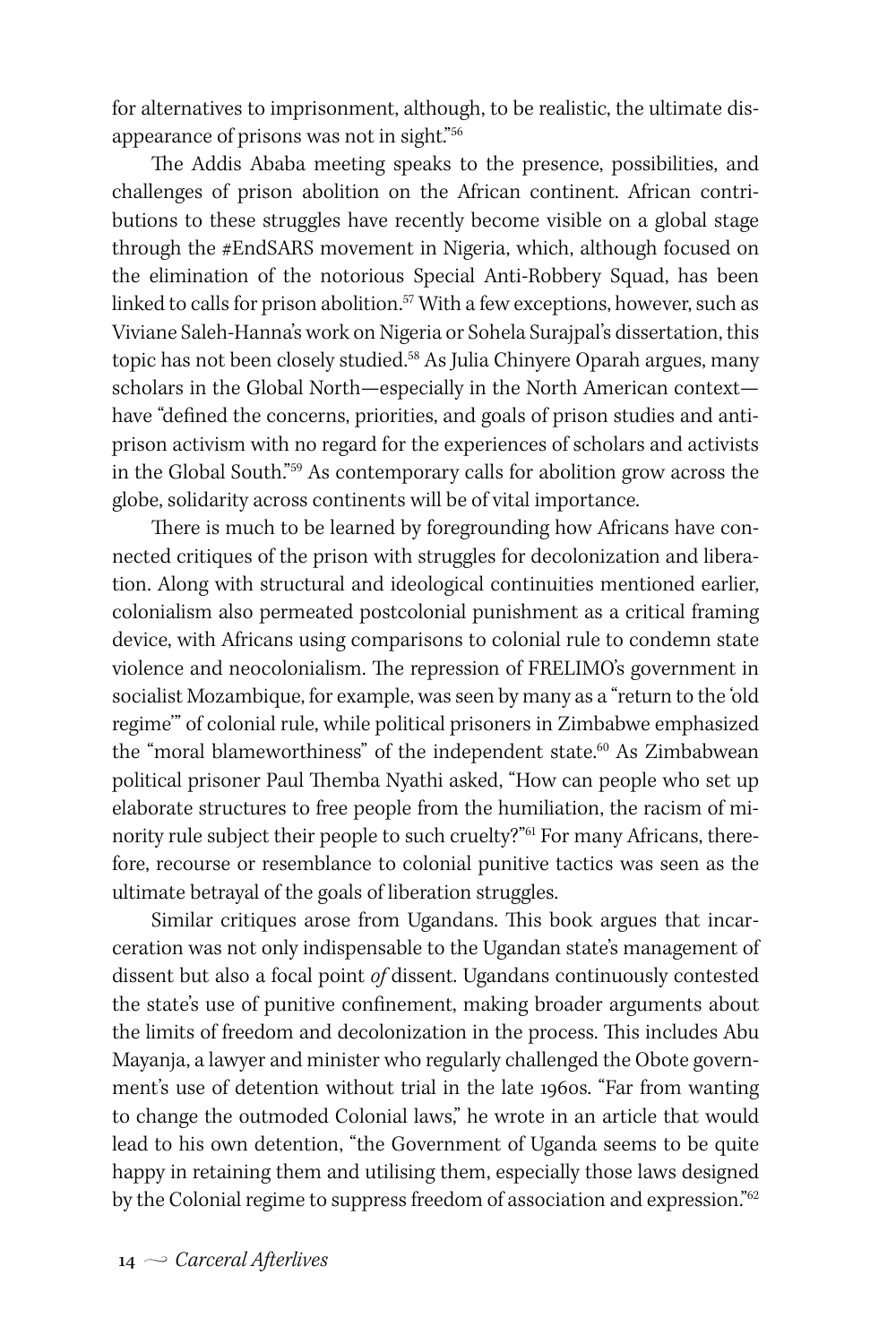for alternatives to imprisonment, although, to be realistic, the ultimate disappearance of prisons was not in sight."[56]

The Addis Ababa meeting speaks to the presence, possibilities, and challenges of prison abolition on the African continent. African contributions to these struggles have recently become visible on a global stage through the #EndSARS movement in Nigeria, which, although focused on the elimination of the notorious Special Anti-Robbery Squad, has been linked to calls for prison abolition.[57] With a few exceptions, however, such as Viviane Saleh-Hanna's work on Nigeria or Sohela Surajpal's dissertation, this topic has not been closely studied.[58] As Julia Chinyere Oparah argues, many scholars in the Global North—especially in the North American context—have "defined the concerns, priorities, and goals of prison studies and anti-prison activism with no regard for the experiences of scholars and activists in the Global South."[59] As contemporary calls for abolition grow across the globe, solidarity across continents will be of vital importance.

There is much to be learned by foregrounding how Africans have connected critiques of the prison with struggles for decolonization and liberation. Along with structural and ideological continuities mentioned earlier, colonialism also permeated postcolonial punishment as a critical framing device, with Africans using comparisons to colonial rule to condemn state violence and neocolonialism. The repression of FRELIMO's government in socialist Mozambique, for example, was seen by many as a "return to the 'old regime'" of colonial rule, while political prisoners in Zimbabwe emphasized the "moral blameworthiness" of the independent state.[60] As Zimbabwean political prisoner Paul Themba Nyathi asked, "How can people who set up elaborate structures to free people from the humiliation, the racism of minority rule subject their people to such cruelty?"[61] For many Africans, therefore, recourse or resemblance to colonial punitive tactics was seen as the ultimate betrayal of the goals of liberation struggles.

Similar critiques arose from Ugandans. This book argues that incarceration was not only indispensable to the Ugandan state's management of dissent but also a focal point *of* dissent. Ugandans continuously contested the state's use of punitive confinement, making broader arguments about the limits of freedom and decolonization in the process. This includes Abu Mayanja, a lawyer and minister who regularly challenged the Obote government's use of detention without trial in the late 1960s. "Far from wanting to change the outmoded Colonial laws," he wrote in an article that would lead to his own detention, "the Government of Uganda seems to be quite happy in retaining them and utilising them, especially those laws designed by the Colonial regime to suppress freedom of association and expression."[62]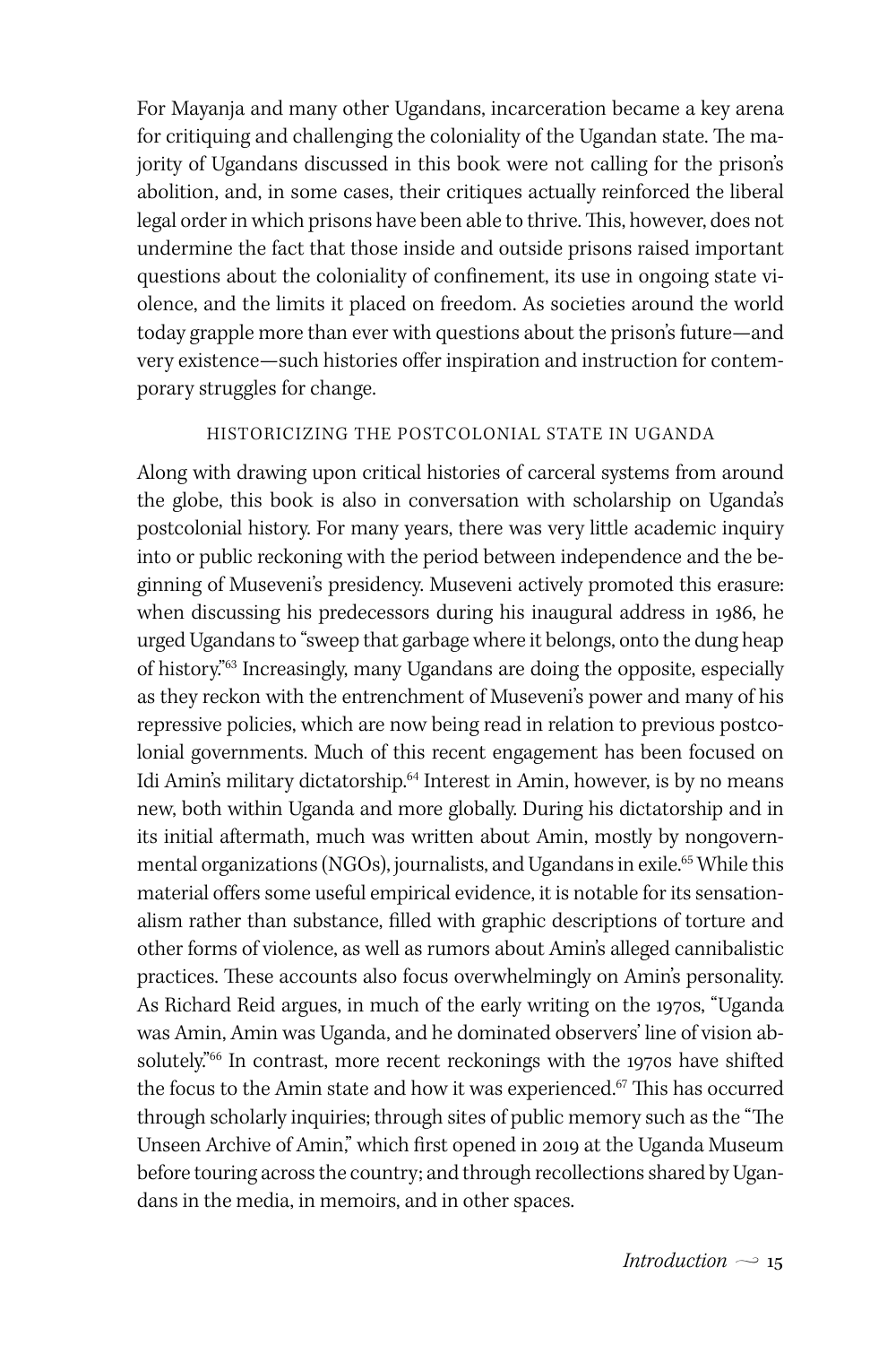For Mayanja and many other Ugandans, incarceration became a key arena for critiquing and challenging the coloniality of the Ugandan state. The majority of Ugandans discussed in this book were not calling for the prison's abolition, and, in some cases, their critiques actually reinforced the liberal legal order in which prisons have been able to thrive. This, however, does not undermine the fact that those inside and outside prisons raised important questions about the coloniality of confinement, its use in ongoing state violence, and the limits it placed on freedom. As societies around the world today grapple more than ever with questions about the prison's future—and very existence—such histories offer inspiration and instruction for contemporary struggles for change.

## HISTORICIZING THE POSTCOLONIAL STATE IN UGANDA

Along with drawing upon critical histories of carceral systems from around the globe, this book is also in conversation with scholarship on Uganda's postcolonial history. For many years, there was very little academic inquiry into or public reckoning with the period between independence and the beginning of Museveni's presidency. Museveni actively promoted this erasure: when discussing his predecessors during his inaugural address in 1986, he urged Ugandans to "sweep that garbage where it belongs, onto the dung heap of history."[63] Increasingly, many Ugandans are doing the opposite, especially as they reckon with the entrenchment of Museveni's power and many of his repressive policies, which are now being read in relation to previous postcolonial governments. Much of this recent engagement has been focused on Idi Amin's military dictatorship.[64] Interest in Amin, however, is by no means new, both within Uganda and more globally. During his dictatorship and in its initial aftermath, much was written about Amin, mostly by nongovernmental organizations (NGOs), journalists, and Ugandans in exile.[65] While this material offers some useful empirical evidence, it is notable for its sensationalism rather than substance, filled with graphic descriptions of torture and other forms of violence, as well as rumors about Amin's alleged cannibalistic practices. These accounts also focus overwhelmingly on Amin's personality. As Richard Reid argues, in much of the early writing on the 1970s, "Uganda was Amin, Amin was Uganda, and he dominated observers' line of vision absolutely."[66] In contrast, more recent reckonings with the 1970s have shifted the focus to the Amin state and how it was experienced.[67] This has occurred through scholarly inquiries; through sites of public memory such as the "The Unseen Archive of Amin," which first opened in 2019 at the Uganda Museum before touring across the country; and through recollections shared by Ugandans in the media, in memoirs, and in other spaces.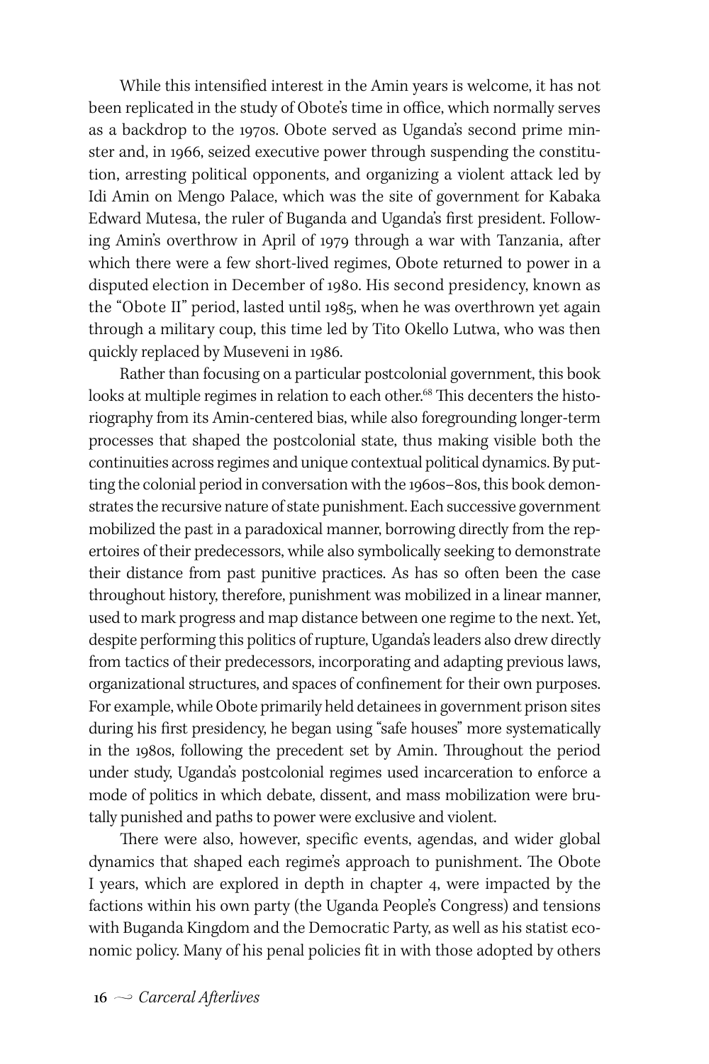While this intensified interest in the Amin years is welcome, it has not been replicated in the study of Obote's time in office, which normally serves as a backdrop to the 1970s. Obote served as Uganda's second prime minster and, in 1966, seized executive power through suspending the constitution, arresting political opponents, and organizing a violent attack led by Idi Amin on Mengo Palace, which was the site of government for Kabaka Edward Mutesa, the ruler of Buganda and Uganda's first president. Following Amin's overthrow in April of 1979 through a war with Tanzania, after which there were a few short-lived regimes, Obote returned to power in a disputed election in December of 1980. His second presidency, known as the "Obote II" period, lasted until 1985, when he was overthrown yet again through a military coup, this time led by Tito Okello Lutwa, who was then quickly replaced by Museveni in 1986.

Rather than focusing on a particular postcolonial government, this book looks at multiple regimes in relation to each other.[68] This decenters the historiography from its Amin-centered bias, while also foregrounding longer-term processes that shaped the postcolonial state, thus making visible both the continuities across regimes and unique contextual political dynamics. By putting the colonial period in conversation with the 1960s–80s, this book demonstrates the recursive nature of state punishment. Each successive government mobilized the past in a paradoxical manner, borrowing directly from the repertoires of their predecessors, while also symbolically seeking to demonstrate their distance from past punitive practices. As has so often been the case throughout history, therefore, punishment was mobilized in a linear manner, used to mark progress and map distance between one regime to the next. Yet, despite performing this politics of rupture, Uganda's leaders also drew directly from tactics of their predecessors, incorporating and adapting previous laws, organizational structures, and spaces of confinement for their own purposes. For example, while Obote primarily held detainees in government prison sites during his first presidency, he began using "safe houses" more systematically in the 1980s, following the precedent set by Amin. Throughout the period under study, Uganda's postcolonial regimes used incarceration to enforce a mode of politics in which debate, dissent, and mass mobilization were brutally punished and paths to power were exclusive and violent.

There were also, however, specific events, agendas, and wider global dynamics that shaped each regime's approach to punishment. The Obote I years, which are explored in depth in chapter 4, were impacted by the factions within his own party (the Uganda People's Congress) and tensions with Buganda Kingdom and the Democratic Party, as well as his statist economic policy. Many of his penal policies fit in with those adopted by others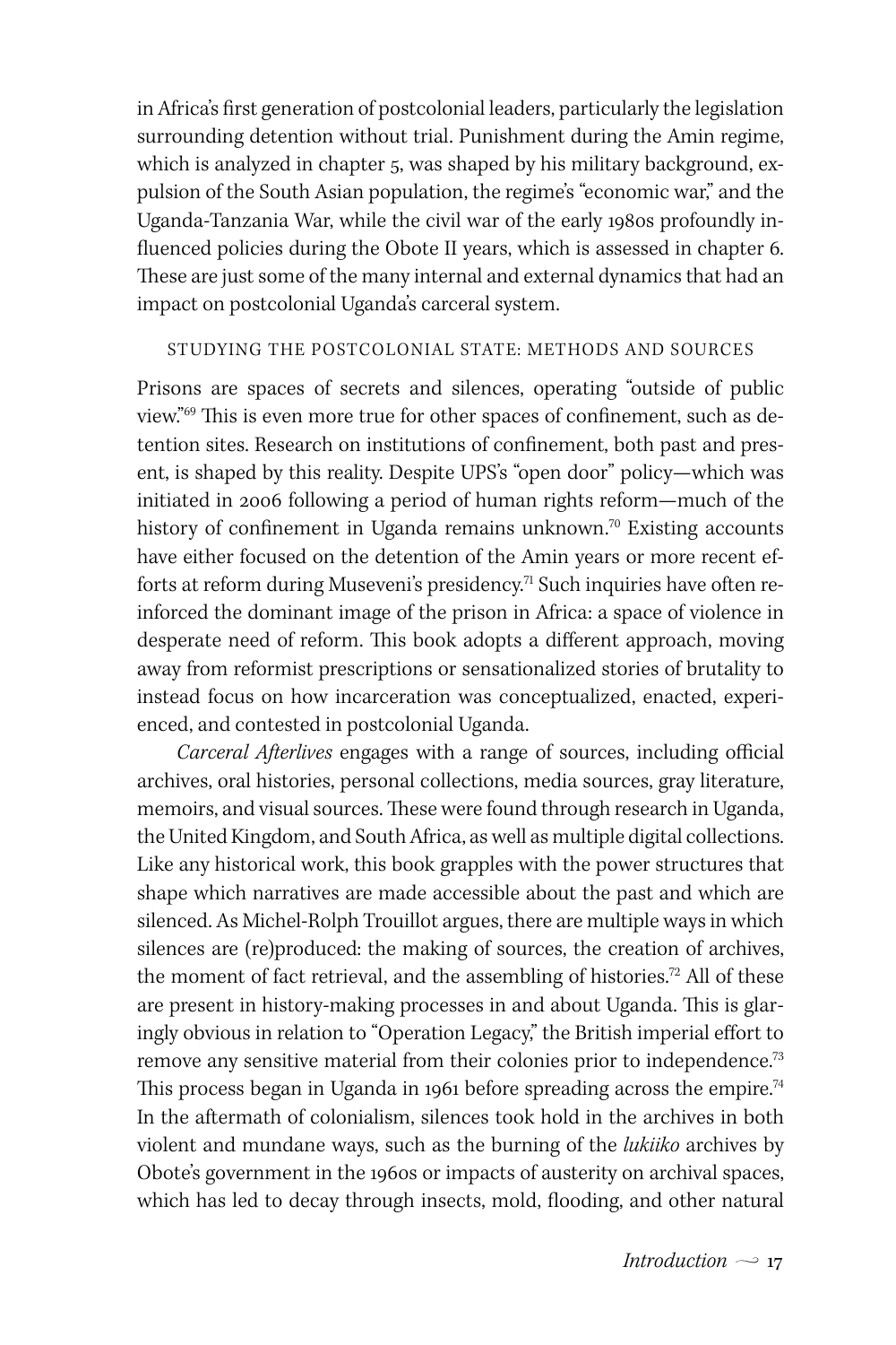in Africa's first generation of postcolonial leaders, particularly the legislation surrounding detention without trial. Punishment during the Amin regime, which is analyzed in chapter 5, was shaped by his military background, expulsion of the South Asian population, the regime's "economic war," and the Uganda-Tanzania War, while the civil war of the early 1980s profoundly influenced policies during the Obote II years, which is assessed in chapter 6. These are just some of the many internal and external dynamics that had an impact on postcolonial Uganda's carceral system.

## STUDYING THE POSTCOLONIAL STATE: METHODS AND SOURCES

Prisons are spaces of secrets and silences, operating "outside of public view."[69] This is even more true for other spaces of confinement, such as detention sites. Research on institutions of confinement, both past and present, is shaped by this reality. Despite UPS's "open door" policy—which was initiated in 2006 following a period of human rights reform—much of the history of confinement in Uganda remains unknown.[70] Existing accounts have either focused on the detention of the Amin years or more recent efforts at reform during Museveni's presidency.[71] Such inquiries have often reinforced the dominant image of the prison in Africa: a space of violence in desperate need of reform. This book adopts a different approach, moving away from reformist prescriptions or sensationalized stories of brutality to instead focus on how incarceration was conceptualized, enacted, experienced, and contested in postcolonial Uganda.

*Carceral Afterlives* engages with a range of sources, including official archives, oral histories, personal collections, media sources, gray literature, memoirs, and visual sources. These were found through research in Uganda, the United Kingdom, and South Africa, as well as multiple digital collections. Like any historical work, this book grapples with the power structures that shape which narratives are made accessible about the past and which are silenced. As Michel-Rolph Trouillot argues, there are multiple ways in which silences are (re)produced: the making of sources, the creation of archives, the moment of fact retrieval, and the assembling of histories.[72] All of these are present in history-making processes in and about Uganda. This is glaringly obvious in relation to "Operation Legacy," the British imperial effort to remove any sensitive material from their colonies prior to independence.[73] This process began in Uganda in 1961 before spreading across the empire.[74] In the aftermath of colonialism, silences took hold in the archives in both violent and mundane ways, such as the burning of the *lukiiko* archives by Obote's government in the 1960s or impacts of austerity on archival spaces, which has led to decay through insects, mold, flooding, and other natural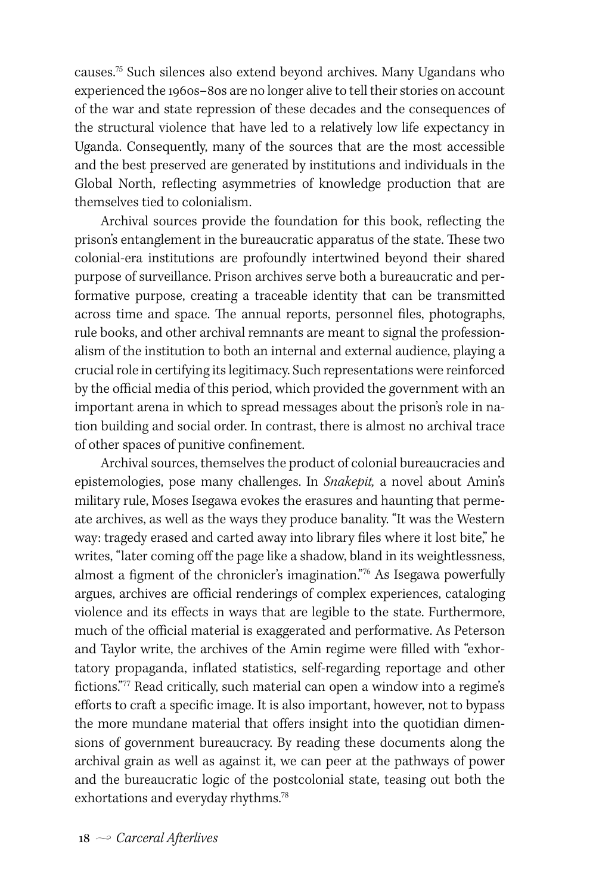causes.[75] Such silences also extend beyond archives. Many Ugandans who experienced the 1960s–80s are no longer alive to tell their stories on account of the war and state repression of these decades and the consequences of the structural violence that have led to a relatively low life expectancy in Uganda. Consequently, many of the sources that are the most accessible and the best preserved are generated by institutions and individuals in the Global North, reflecting asymmetries of knowledge production that are themselves tied to colonialism.

Archival sources provide the foundation for this book, reflecting the prison's entanglement in the bureaucratic apparatus of the state. These two colonial-era institutions are profoundly intertwined beyond their shared purpose of surveillance. Prison archives serve both a bureaucratic and performative purpose, creating a traceable identity that can be transmitted across time and space. The annual reports, personnel files, photographs, rule books, and other archival remnants are meant to signal the professionalism of the institution to both an internal and external audience, playing a crucial role in certifying its legitimacy. Such representations were reinforced by the official media of this period, which provided the government with an important arena in which to spread messages about the prison's role in nation building and social order. In contrast, there is almost no archival trace of other spaces of punitive confinement.

Archival sources, themselves the product of colonial bureaucracies and epistemologies, pose many challenges. In *Snakepit,* a novel about Amin's military rule, Moses Isegawa evokes the erasures and haunting that permeate archives, as well as the ways they produce banality. "It was the Western way: tragedy erased and carted away into library files where it lost bite," he writes, "later coming off the page like a shadow, bland in its weightlessness, almost a figment of the chronicler's imagination."[76] As Isegawa powerfully argues, archives are official renderings of complex experiences, cataloging violence and its effects in ways that are legible to the state. Furthermore, much of the official material is exaggerated and performative. As Peterson and Taylor write, the archives of the Amin regime were filled with "exhortatory propaganda, inflated statistics, self-regarding reportage and other fictions."[77] Read critically, such material can open a window into a regime's efforts to craft a specific image. It is also important, however, not to bypass the more mundane material that offers insight into the quotidian dimensions of government bureaucracy. By reading these documents along the archival grain as well as against it, we can peer at the pathways of power and the bureaucratic logic of the postcolonial state, teasing out both the exhortations and everyday rhythms.[78]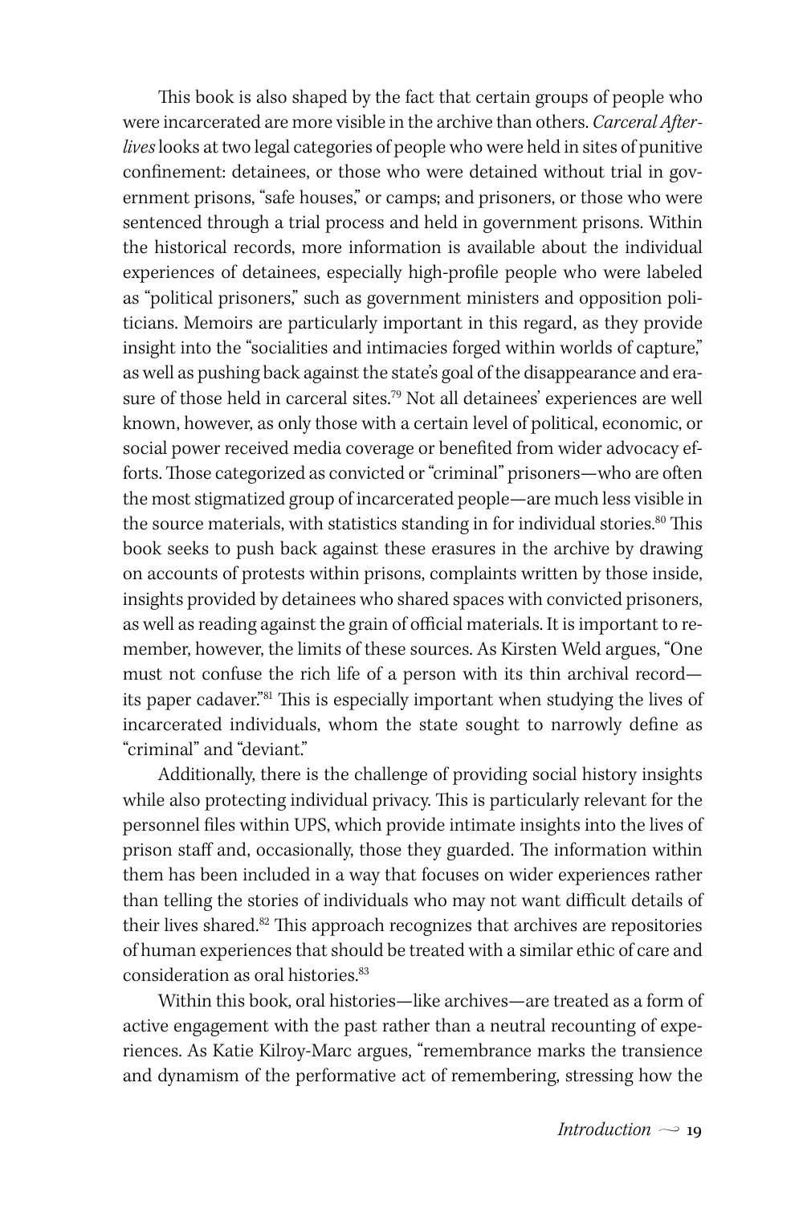This book is also shaped by the fact that certain groups of people who were incarcerated are more visible in the archive than others. *Carceral Afterlives* looks at two legal categories of people who were held in sites of punitive confinement: detainees, or those who were detained without trial in government prisons, "safe houses," or camps; and prisoners, or those who were sentenced through a trial process and held in government prisons. Within the historical records, more information is available about the individual experiences of detainees, especially high-profile people who were labeled as "political prisoners," such as government ministers and opposition politicians. Memoirs are particularly important in this regard, as they provide insight into the "socialities and intimacies forged within worlds of capture," as well as pushing back against the state's goal of the disappearance and erasure of those held in carceral sites.[79] Not all detainees' experiences are well known, however, as only those with a certain level of political, economic, or social power received media coverage or benefited from wider advocacy efforts. Those categorized as convicted or "criminal" prisoners—who are often the most stigmatized group of incarcerated people—are much less visible in the source materials, with statistics standing in for individual stories.[80] This book seeks to push back against these erasures in the archive by drawing on accounts of protests within prisons, complaints written by those inside, insights provided by detainees who shared spaces with convicted prisoners, as well as reading against the grain of official materials. It is important to remember, however, the limits of these sources. As Kirsten Weld argues, "One must not confuse the rich life of a person with its thin archival record—its paper cadaver."[81] This is especially important when studying the lives of incarcerated individuals, whom the state sought to narrowly define as "criminal" and "deviant."

Additionally, there is the challenge of providing social history insights while also protecting individual privacy. This is particularly relevant for the personnel files within UPS, which provide intimate insights into the lives of prison staff and, occasionally, those they guarded. The information within them has been included in a way that focuses on wider experiences rather than telling the stories of individuals who may not want difficult details of their lives shared.[82] This approach recognizes that archives are repositories of human experiences that should be treated with a similar ethic of care and consideration as oral histories.[83]

Within this book, oral histories—like archives—are treated as a form of active engagement with the past rather than a neutral recounting of experiences. As Katie Kilroy-Marc argues, "remembrance marks the transience and dynamism of the performative act of remembering, stressing how the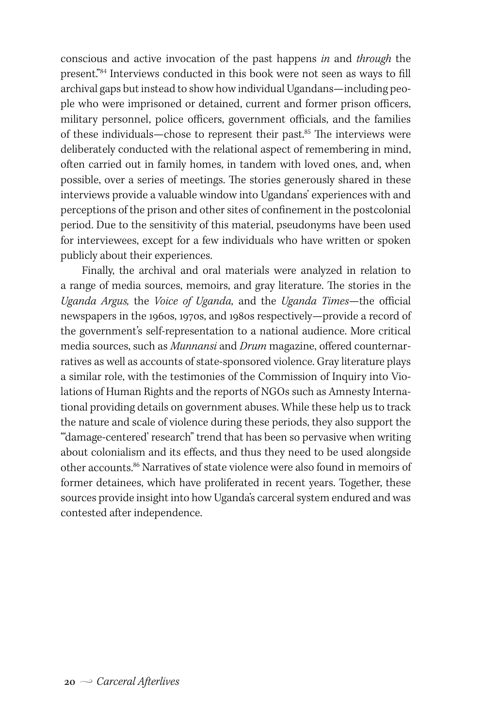conscious and active invocation of the past happens *in* and *through* the present."[84] Interviews conducted in this book were not seen as ways to fill archival gaps but instead to show how individual Ugandans—including people who were imprisoned or detained, current and former prison officers, military personnel, police officers, government officials, and the families of these individuals—chose to represent their past.[85] The interviews were deliberately conducted with the relational aspect of remembering in mind, often carried out in family homes, in tandem with loved ones, and, when possible, over a series of meetings. The stories generously shared in these interviews provide a valuable window into Ugandans' experiences with and perceptions of the prison and other sites of confinement in the postcolonial period. Due to the sensitivity of this material, pseudonyms have been used for interviewees, except for a few individuals who have written or spoken publicly about their experiences.

Finally, the archival and oral materials were analyzed in relation to a range of media sources, memoirs, and gray literature. The stories in the *Uganda Argus,* the *Voice of Uganda,* and the *Uganda Times*—the official newspapers in the 1960s, 1970s, and 1980s respectively—provide a record of the government's self-representation to a national audience. More critical media sources, such as *Munnansi* and *Drum* magazine, offered counternarratives as well as accounts of state-sponsored violence. Gray literature plays a similar role, with the testimonies of the Commission of Inquiry into Violations of Human Rights and the reports of NGOs such as Amnesty International providing details on government abuses. While these help us to track the nature and scale of violence during these periods, they also support the "'damage-centered' research" trend that has been so pervasive when writing about colonialism and its effects, and thus they need to be used alongside other accounts.[86] Narratives of state violence were also found in memoirs of former detainees, which have proliferated in recent years. Together, these sources provide insight into how Uganda's carceral system endured and was contested after independence.